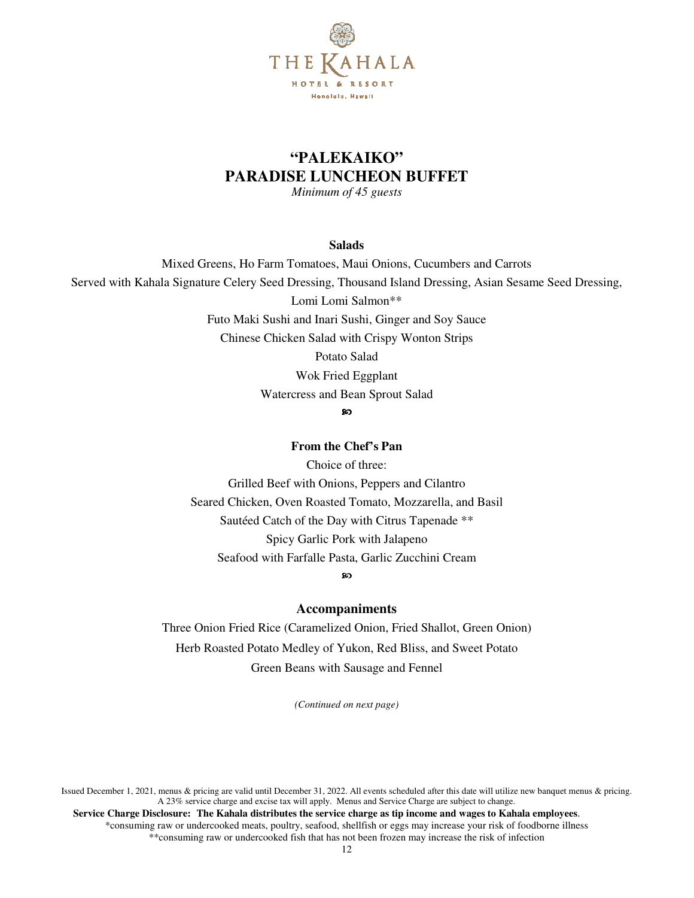THE KAHALA
HOTEL & RESORT
Honolulu, Hawaii

# "PALEKAIKO"
# PARADISE LUNCHEON BUFFET

*Minimum of 45 guests*

### Salads

Mixed Greens, Ho Farm Tomatoes, Maui Onions, Cucumbers and Carrots
Served with Kahala Signature Celery Seed Dressing, Thousand Island Dressing, Asian Sesame Seed Dressing,
Lomi Lomi Salmon**
Futo Maki Sushi and Inari Sushi, Ginger and Soy Sauce
Chinese Chicken Salad with Crispy Wonton Strips
Potato Salad
Wok Fried Eggplant
Watercress and Bean Sprout Salad

### From the Chef's Pan

Choice of three:
Grilled Beef with Onions, Peppers and Cilantro
Seared Chicken, Oven Roasted Tomato, Mozzarella, and Basil
Sautéed Catch of the Day with Citrus Tapenade **
Spicy Garlic Pork with Jalapeno
Seafood with Farfalle Pasta, Garlic Zucchini Cream

### Accompaniments

Three Onion Fried Rice (Caramelized Onion, Fried Shallot, Green Onion)
Herb Roasted Potato Medley of Yukon, Red Bliss, and Sweet Potato
Green Beans with Sausage and Fennel

*(Continued on next page)*

Issued December 1, 2021, menus & pricing are valid until December 31, 2022. All events scheduled after this date will utilize new banquet menus & pricing. A 23% service charge and excise tax will apply. Menus and Service Charge are subject to change.

**Service Charge Disclosure: The Kahala distributes the service charge as tip income and wages to Kahala employees**.

*consuming raw or undercooked meats, poultry, seafood, shellfish or eggs may increase your risk of foodborne illness

**consuming raw or undercooked fish that has not been frozen may increase the risk of infection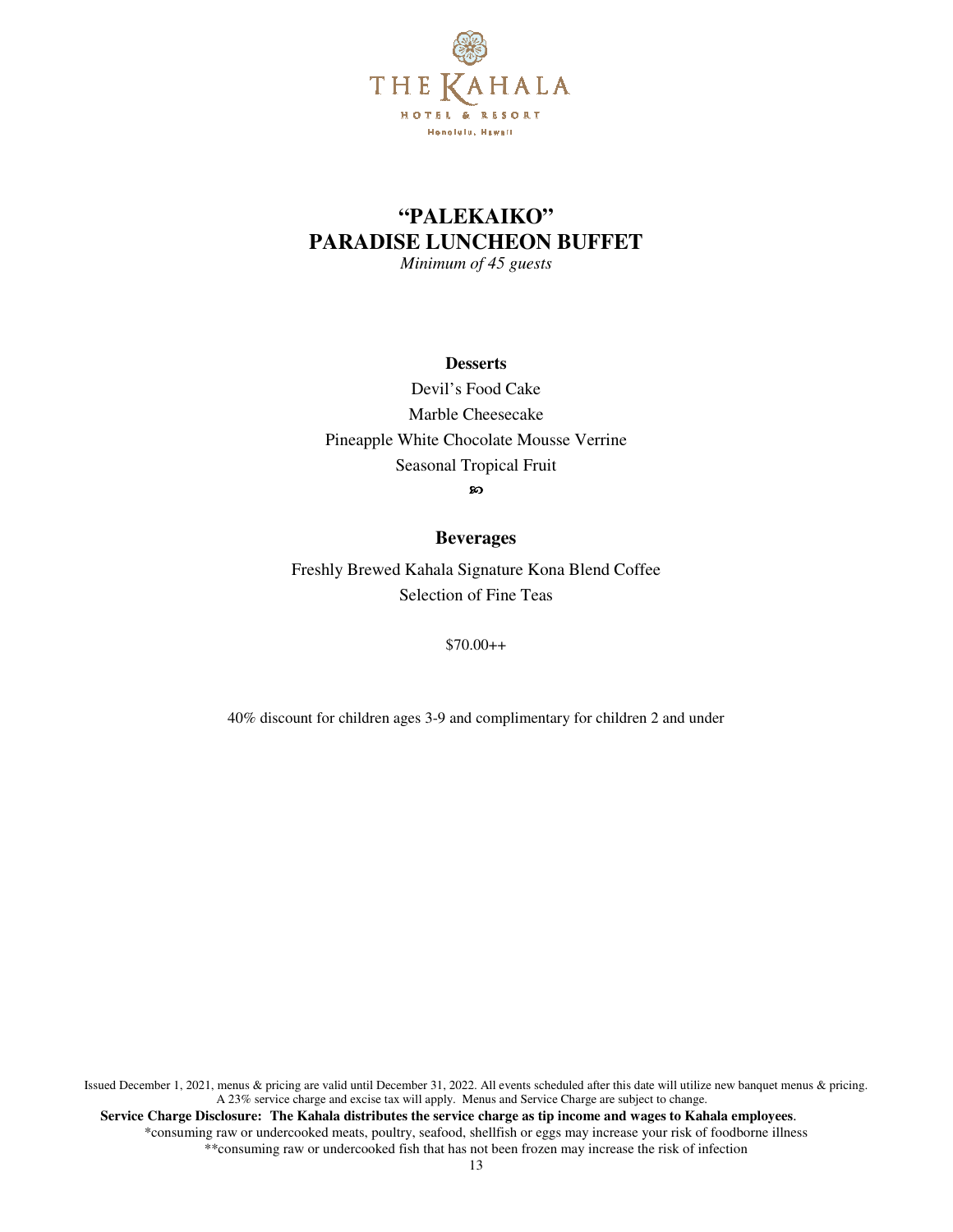THE KAHALA
HOTEL & RESORT
Honolulu, Hawaii

# "PALEKAIKO"
# PARADISE LUNCHEON BUFFET

*Minimum of 45 guests*

### Desserts

Devil's Food Cake
Marble Cheesecake
Pineapple White Chocolate Mousse Verrine
Seasonal Tropical Fruit

### Beverages

Freshly Brewed Kahala Signature Kona Blend Coffee
Selection of Fine Teas

$70.00++

40% discount for children ages 3-9 and complimentary for children 2 and under

Issued December 1, 2021, menus & pricing are valid until December 31, 2022. All events scheduled after this date will utilize new banquet menus & pricing. A 23% service charge and excise tax will apply. Menus and Service Charge are subject to change.

**Service Charge Disclosure: The Kahala distributes the service charge as tip income and wages to Kahala employees**.

*consuming raw or undercooked meats, poultry, seafood, shellfish or eggs may increase your risk of foodborne illness

**consuming raw or undercooked fish that has not been frozen may increase the risk of infection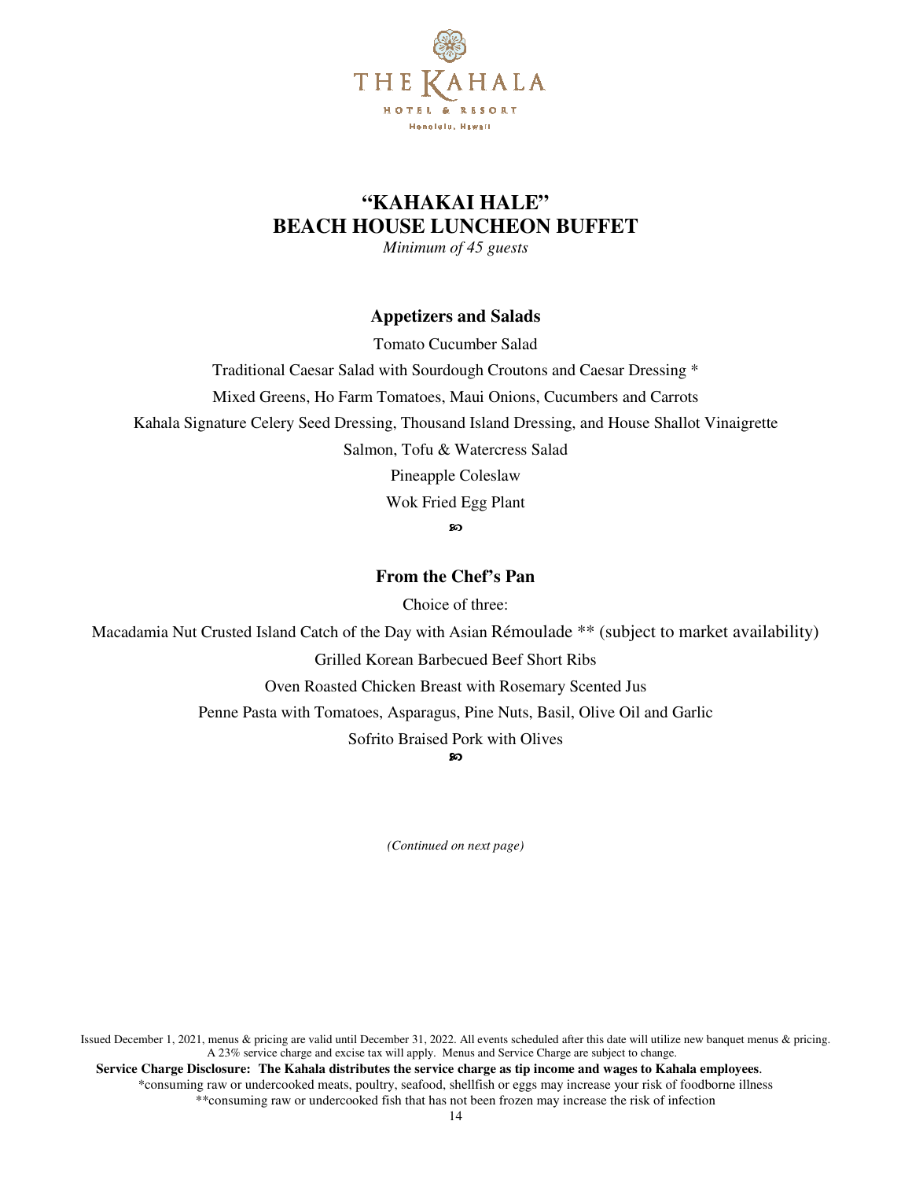# "KAHAKAI HALE" BEACH HOUSE LUNCHEON BUFFET

*Minimum of 45 guests*

## Appetizers and Salads

Tomato Cucumber Salad

Traditional Caesar Salad with Sourdough Croutons and Caesar Dressing *

Mixed Greens, Ho Farm Tomatoes, Maui Onions, Cucumbers and Carrots

Kahala Signature Celery Seed Dressing, Thousand Island Dressing, and House Shallot Vinaigrette

Salmon, Tofu & Watercress Salad

Pineapple Coleslaw

Wok Fried Egg Plant

## From the Chef's Pan

Choice of three:

Macadamia Nut Crusted Island Catch of the Day with Asian Rémoulade ** (subject to market availability)

Grilled Korean Barbecued Beef Short Ribs

Oven Roasted Chicken Breast with Rosemary Scented Jus

Penne Pasta with Tomatoes, Asparagus, Pine Nuts, Basil, Olive Oil and Garlic

Sofrito Braised Pork with Olives

*(Continued on next page)*

Issued December 1, 2021, menus & pricing are valid until December 31, 2022. All events scheduled after this date will utilize new banquet menus & pricing. A 23% service charge and excise tax will apply. Menus and Service Charge are subject to change.

**Service Charge Disclosure: The Kahala distributes the service charge as tip income and wages to Kahala employees**.

*consuming raw or undercooked meats, poultry, seafood, shellfish or eggs may increase your risk of foodborne illness

**consuming raw or undercooked fish that has not been frozen may increase the risk of infection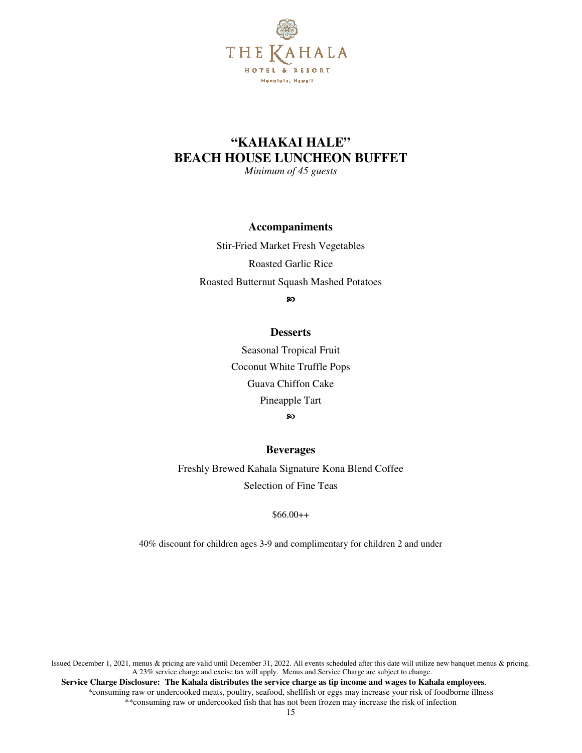# "KAHAKAI HALE"
# BEACH HOUSE LUNCHEON BUFFET

*Minimum of 45 guests*

### Accompaniments

Stir-Fried Market Fresh Vegetables

Roasted Garlic Rice

Roasted Butternut Squash Mashed Potatoes

### Desserts

Seasonal Tropical Fruit

Coconut White Truffle Pops

Guava Chiffon Cake

Pineapple Tart

### Beverages

Freshly Brewed Kahala Signature Kona Blend Coffee

Selection of Fine Teas

$66.00++

40% discount for children ages 3-9 and complimentary for children 2 and under

Issued December 1, 2021, menus & pricing are valid until December 31, 2022. All events scheduled after this date will utilize new banquet menus & pricing. A 23% service charge and excise tax will apply. Menus and Service Charge are subject to change.

**Service Charge Disclosure: The Kahala distributes the service charge as tip income and wages to Kahala employees**.

*consuming raw or undercooked meats, poultry, seafood, shellfish or eggs may increase your risk of foodborne illness

**consuming raw or undercooked fish that has not been frozen may increase the risk of infection